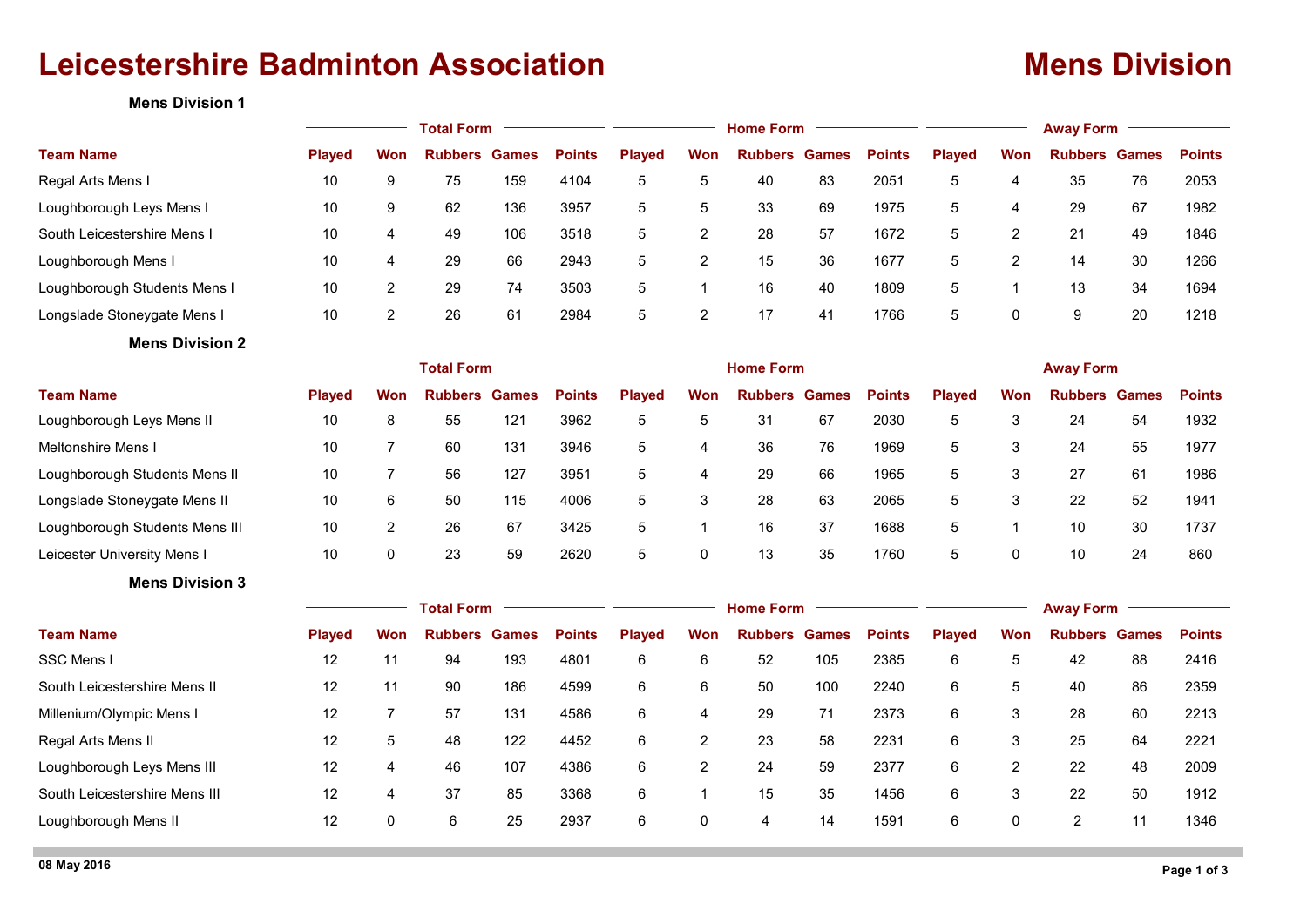# Leicestershire Badminton Association

# Mens Division

## Mens Division 1

| Team Name | Total Form | | | | | Home Form | | | | | Away Form | | | | |
|---|---|---|---|---|---|---|---|---|---|---|---|---|---|---|---|
| | Played | Won | Rubbers | Games | Points | Played | Won | Rubbers | Games | Points | Played | Won | Rubbers | Games | Points |
| Regal Arts Mens I | 10 | 9 | 75 | 159 | 4104 | 5 | 5 | 40 | 83 | 2051 | 5 | 4 | 35 | 76 | 2053 |
| Loughborough Leys Mens I | 10 | 9 | 62 | 136 | 3957 | 5 | 5 | 33 | 69 | 1975 | 5 | 4 | 29 | 67 | 1982 |
| South Leicestershire Mens I | 10 | 4 | 49 | 106 | 3518 | 5 | 2 | 28 | 57 | 1672 | 5 | 2 | 21 | 49 | 1846 |
| Loughborough Mens I | 10 | 4 | 29 | 66 | 2943 | 5 | 2 | 15 | 36 | 1677 | 5 | 2 | 14 | 30 | 1266 |
| Loughborough Students Mens I | 10 | 2 | 29 | 74 | 3503 | 5 | 1 | 16 | 40 | 1809 | 5 | 1 | 13 | 34 | 1694 |
| Longslade Stoneygate Mens I | 10 | 2 | 26 | 61 | 2984 | 5 | 2 | 17 | 41 | 1766 | 5 | 0 | 9 | 20 | 1218 |

## Mens Division 2

| Team Name | Total Form | | | | | Home Form | | | | | Away Form | | | | |
|---|---|---|---|---|---|---|---|---|---|---|---|---|---|---|---|
| | Played | Won | Rubbers | Games | Points | Played | Won | Rubbers | Games | Points | Played | Won | Rubbers | Games | Points |
| Loughborough Leys Mens II | 10 | 8 | 55 | 121 | 3962 | 5 | 5 | 31 | 67 | 2030 | 5 | 3 | 24 | 54 | 1932 |
| Meltonshire Mens I | 10 | 7 | 60 | 131 | 3946 | 5 | 4 | 36 | 76 | 1969 | 5 | 3 | 24 | 55 | 1977 |
| Loughborough Students Mens II | 10 | 7 | 56 | 127 | 3951 | 5 | 4 | 29 | 66 | 1965 | 5 | 3 | 27 | 61 | 1986 |
| Longslade Stoneygate Mens II | 10 | 6 | 50 | 115 | 4006 | 5 | 3 | 28 | 63 | 2065 | 5 | 3 | 22 | 52 | 1941 |
| Loughborough Students Mens III | 10 | 2 | 26 | 67 | 3425 | 5 | 1 | 16 | 37 | 1688 | 5 | 1 | 10 | 30 | 1737 |
| Leicester University Mens I | 10 | 0 | 23 | 59 | 2620 | 5 | 0 | 13 | 35 | 1760 | 5 | 0 | 10 | 24 | 860 |

## Mens Division 3

| Team Name | Total Form | | | | | Home Form | | | | | Away Form | | | | |
|---|---|---|---|---|---|---|---|---|---|---|---|---|---|---|---|
| | Played | Won | Rubbers | Games | Points | Played | Won | Rubbers | Games | Points | Played | Won | Rubbers | Games | Points |
| SSC Mens I | 12 | 11 | 94 | 193 | 4801 | 6 | 6 | 52 | 105 | 2385 | 6 | 5 | 42 | 88 | 2416 |
| South Leicestershire Mens II | 12 | 11 | 90 | 186 | 4599 | 6 | 6 | 50 | 100 | 2240 | 6 | 5 | 40 | 86 | 2359 |
| Millenium/Olympic Mens I | 12 | 7 | 57 | 131 | 4586 | 6 | 4 | 29 | 71 | 2373 | 6 | 3 | 28 | 60 | 2213 |
| Regal Arts Mens II | 12 | 5 | 48 | 122 | 4452 | 6 | 2 | 23 | 58 | 2231 | 6 | 3 | 25 | 64 | 2221 |
| Loughborough Leys Mens III | 12 | 4 | 46 | 107 | 4386 | 6 | 2 | 24 | 59 | 2377 | 6 | 2 | 22 | 48 | 2009 |
| South Leicestershire Mens III | 12 | 4 | 37 | 85 | 3368 | 6 | 1 | 15 | 35 | 1456 | 6 | 3 | 22 | 50 | 1912 |
| Loughborough Mens II | 12 | 0 | 6 | 25 | 2937 | 6 | 0 | 4 | 14 | 1591 | 6 | 0 | 2 | 11 | 1346 |

08 May 2016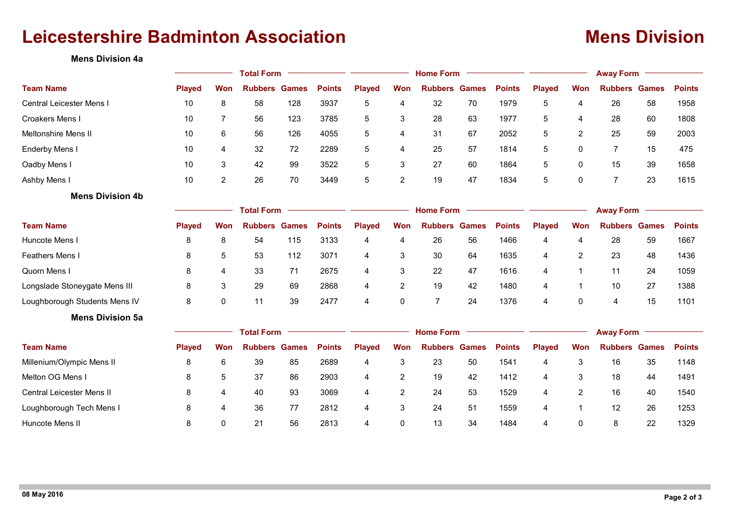# Leicestershire Badminton Association

# Mens Division

### Mens Division 4a

| Team Name | Total Form | | | | | Home Form | | | | | Away Form | | | | |
|---|---|---|---|---|---|---|---|---|---|---|---|---|---|---|---|
| | Played | Won | Rubbers | Games | Points | Played | Won | Rubbers | Games | Points | Played | Won | Rubbers | Games | Points |
| Central Leicester Mens I | 10 | 8 | 58 | 128 | 3937 | 5 | 4 | 32 | 70 | 1979 | 5 | 4 | 26 | 58 | 1958 |
| Croakers Mens I | 10 | 7 | 56 | 123 | 3785 | 5 | 3 | 28 | 63 | 1977 | 5 | 4 | 28 | 60 | 1808 |
| Meltonshire Mens II | 10 | 6 | 56 | 126 | 4055 | 5 | 4 | 31 | 67 | 2052 | 5 | 2 | 25 | 59 | 2003 |
| Enderby Mens I | 10 | 4 | 32 | 72 | 2289 | 5 | 4 | 25 | 57 | 1814 | 5 | 0 | 7 | 15 | 475 |
| Oadby Mens I | 10 | 3 | 42 | 99 | 3522 | 5 | 3 | 27 | 60 | 1864 | 5 | 0 | 15 | 39 | 1658 |
| Ashby Mens I | 10 | 2 | 26 | 70 | 3449 | 5 | 2 | 19 | 47 | 1834 | 5 | 0 | 7 | 23 | 1615 |

### Mens Division 4b

| Team Name | Total Form | | | | | Home Form | | | | | Away Form | | | | |
|---|---|---|---|---|---|---|---|---|---|---|---|---|---|---|---|
| | Played | Won | Rubbers | Games | Points | Played | Won | Rubbers | Games | Points | Played | Won | Rubbers | Games | Points |
| Huncote Mens I | 8 | 8 | 54 | 115 | 3133 | 4 | 4 | 26 | 56 | 1466 | 4 | 4 | 28 | 59 | 1667 |
| Feathers Mens I | 8 | 5 | 53 | 112 | 3071 | 4 | 3 | 30 | 64 | 1635 | 4 | 2 | 23 | 48 | 1436 |
| Quorn Mens I | 8 | 4 | 33 | 71 | 2675 | 4 | 3 | 22 | 47 | 1616 | 4 | 1 | 11 | 24 | 1059 |
| Longslade Stoneygate Mens III | 8 | 3 | 29 | 69 | 2868 | 4 | 2 | 19 | 42 | 1480 | 4 | 1 | 10 | 27 | 1388 |
| Loughborough Students Mens IV | 8 | 0 | 11 | 39 | 2477 | 4 | 0 | 7 | 24 | 1376 | 4 | 0 | 4 | 15 | 1101 |

### Mens Division 5a

| Team Name | Total Form | | | | | Home Form | | | | | Away Form | | | | |
|---|---|---|---|---|---|---|---|---|---|---|---|---|---|---|---|
| | Played | Won | Rubbers | Games | Points | Played | Won | Rubbers | Games | Points | Played | Won | Rubbers | Games | Points |
| Millenium/Olympic Mens II | 8 | 6 | 39 | 85 | 2689 | 4 | 3 | 23 | 50 | 1541 | 4 | 3 | 16 | 35 | 1148 |
| Melton OG Mens I | 8 | 5 | 37 | 86 | 2903 | 4 | 2 | 19 | 42 | 1412 | 4 | 3 | 18 | 44 | 1491 |
| Central Leicester Mens II | 8 | 4 | 40 | 93 | 3069 | 4 | 2 | 24 | 53 | 1529 | 4 | 2 | 16 | 40 | 1540 |
| Loughborough Tech Mens I | 8 | 4 | 36 | 77 | 2812 | 4 | 3 | 24 | 51 | 1559 | 4 | 1 | 12 | 26 | 1253 |
| Huncote Mens II | 8 | 0 | 21 | 56 | 2813 | 4 | 0 | 13 | 34 | 1484 | 4 | 0 | 8 | 22 | 1329 |

08 May 2016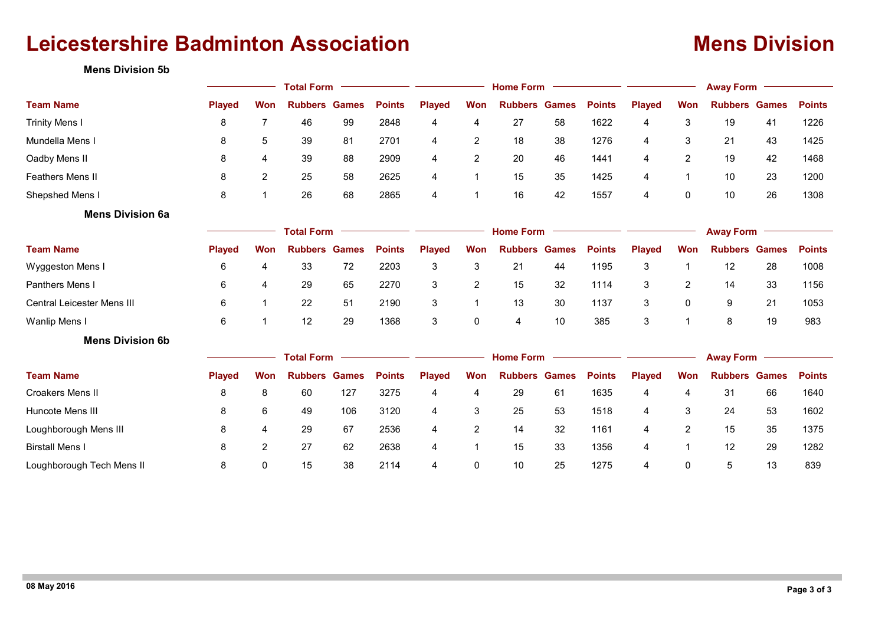# Leicestershire Badminton Association

# Mens Division

### Mens Division 5b

| | Total Form | | | | | Home Form | | | | | Away Form | | | | |
|---|---|---|---|---|---|---|---|---|---|---|---|---|---|---|---|
| Team Name | Played | Won | Rubbers | Games | Points | Played | Won | Rubbers | Games | Points | Played | Won | Rubbers | Games | Points |
| Trinity Mens I | 8 | 7 | 46 | 99 | 2848 | 4 | 4 | 27 | 58 | 1622 | 4 | 3 | 19 | 41 | 1226 |
| Mundella Mens I | 8 | 5 | 39 | 81 | 2701 | 4 | 2 | 18 | 38 | 1276 | 4 | 3 | 21 | 43 | 1425 |
| Oadby Mens II | 8 | 4 | 39 | 88 | 2909 | 4 | 2 | 20 | 46 | 1441 | 4 | 2 | 19 | 42 | 1468 |
| Feathers Mens II | 8 | 2 | 25 | 58 | 2625 | 4 | 1 | 15 | 35 | 1425 | 4 | 1 | 10 | 23 | 1200 |
| Shepshed Mens I | 8 | 1 | 26 | 68 | 2865 | 4 | 1 | 16 | 42 | 1557 | 4 | 0 | 10 | 26 | 1308 |

### Mens Division 6a

| | Total Form | | | | | Home Form | | | | | Away Form | | | | |
|---|---|---|---|---|---|---|---|---|---|---|---|---|---|---|---|
| Team Name | Played | Won | Rubbers | Games | Points | Played | Won | Rubbers | Games | Points | Played | Won | Rubbers | Games | Points |
| Wyggeston Mens I | 6 | 4 | 33 | 72 | 2203 | 3 | 3 | 21 | 44 | 1195 | 3 | 1 | 12 | 28 | 1008 |
| Panthers Mens I | 6 | 4 | 29 | 65 | 2270 | 3 | 2 | 15 | 32 | 1114 | 3 | 2 | 14 | 33 | 1156 |
| Central Leicester Mens III | 6 | 1 | 22 | 51 | 2190 | 3 | 1 | 13 | 30 | 1137 | 3 | 0 | 9 | 21 | 1053 |
| Wanlip Mens I | 6 | 1 | 12 | 29 | 1368 | 3 | 0 | 4 | 10 | 385 | 3 | 1 | 8 | 19 | 983 |

### Mens Division 6b

| | Total Form | | | | | Home Form | | | | | Away Form | | | | |
|---|---|---|---|---|---|---|---|---|---|---|---|---|---|---|---|
| Team Name | Played | Won | Rubbers | Games | Points | Played | Won | Rubbers | Games | Points | Played | Won | Rubbers | Games | Points |
| Croakers Mens II | 8 | 8 | 60 | 127 | 3275 | 4 | 4 | 29 | 61 | 1635 | 4 | 4 | 31 | 66 | 1640 |
| Huncote Mens III | 8 | 6 | 49 | 106 | 3120 | 4 | 3 | 25 | 53 | 1518 | 4 | 3 | 24 | 53 | 1602 |
| Loughborough Mens III | 8 | 4 | 29 | 67 | 2536 | 4 | 2 | 14 | 32 | 1161 | 4 | 2 | 15 | 35 | 1375 |
| Birstall Mens I | 8 | 2 | 27 | 62 | 2638 | 4 | 1 | 15 | 33 | 1356 | 4 | 1 | 12 | 29 | 1282 |
| Loughborough Tech Mens II | 8 | 0 | 15 | 38 | 2114 | 4 | 0 | 10 | 25 | 1275 | 4 | 0 | 5 | 13 | 839 |

08 May 2016